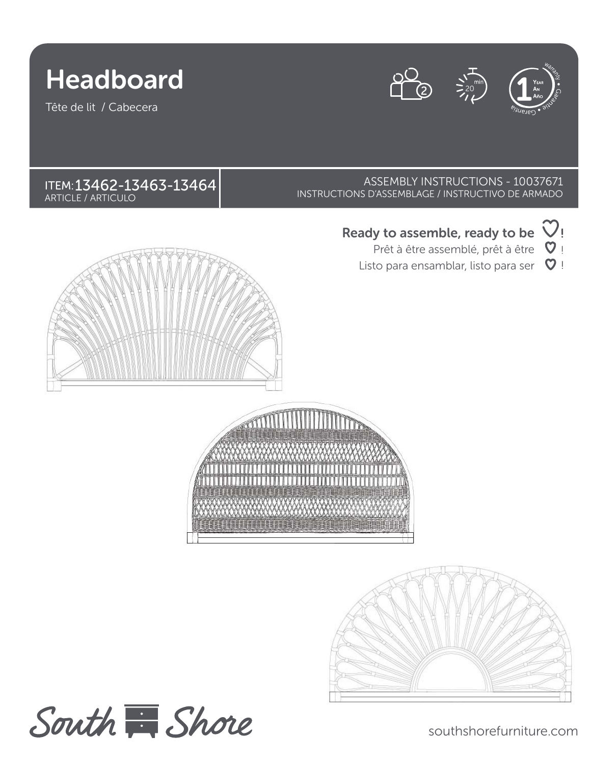# Headboard

Tête de lit / Cabecera

2

20 min

1 Year / An / Año warranty • Garantie • Garantía

ITEM: 13462-13463-13464
ARTICLE / ARTICULO

ASSEMBLY INSTRUCTIONS - 10037671
INSTRUCTIONS D'ASSEMBLAGE / INSTRUCTIVO DE ARMADO

**Ready to assemble, ready to be ♡!**

Prêt à être assemblé, prêt à être ♡ !

Listo para ensamblar, listo para ser ♡ !

South Shore

southshorefurniture.com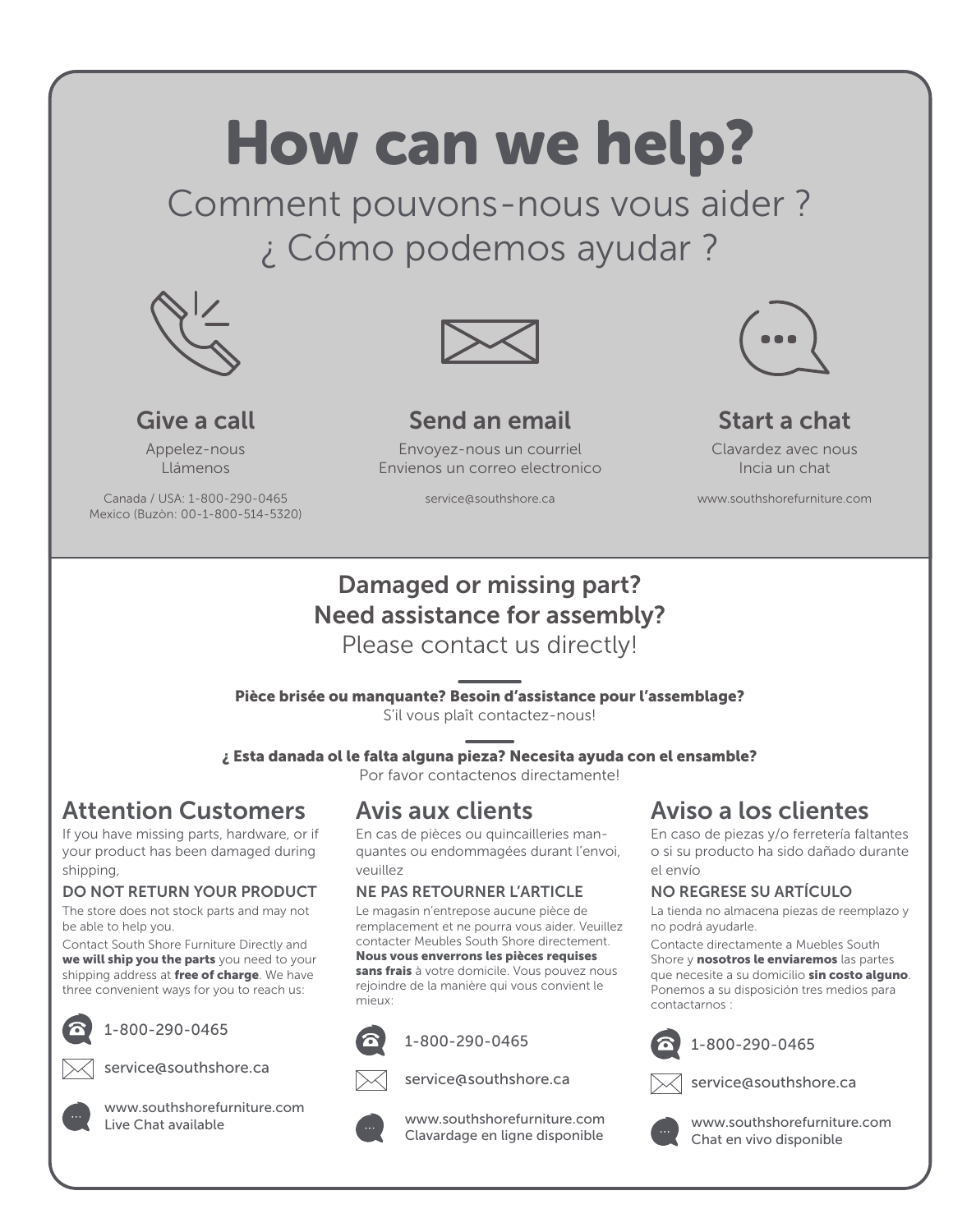# How can we help?

## Comment pouvons-nous vous aider ?
## ¿ Cómo podemos ayudar ?

### Give a call

Appelez-nous
Llámenos

Canada / USA: 1-800-290-0465
Mexico (Buzòn: 00-1-800-514-5320)

### Send an email

Envoyez-nous un courriel
Envienos un correo electronico

service@southshore.ca

### Start a chat

Clavardez avec nous
Incia un chat

www.southshorefurniture.com

## Damaged or missing part?
## Need assistance for assembly?

Please contact us directly!

**Pièce brisée ou manquante? Besoin d'assistance pour l'assemblage?**
S'il vous plaît contactez-nous!

**¿ Esta danada ol le falta alguna pieza? Necesita ayuda con el ensamble?**
Por favor contactenos directamente!

## Attention Customers

If you have missing parts, hardware, or if your product has been damaged during shipping,

**DO NOT RETURN YOUR PRODUCT**

The store does not stock parts and may not be able to help you.

Contact South Shore Furniture Directly and **we will ship you the parts** you need to your shipping address at **free of charge**. We have three convenient ways for you to reach us:

- 1-800-290-0465
- service@southshore.ca
- www.southshorefurniture.com
  Live Chat available

## Avis aux clients

En cas de pièces ou quincailleries manquantes ou endommagées durant l'envoi, veuillez

**NE PAS RETOURNER L'ARTICLE**

Le magasin n'entrepose aucune pièce de remplacement et ne pourra vous aider. Veuillez contacter Meubles South Shore directement. **Nous vous enverrons les pièces requises sans frais** à votre domicile. Vous pouvez nous rejoindre de la manière qui vous convient le mieux:

- 1-800-290-0465
- service@southshore.ca
- www.southshorefurniture.com
  Clavardage en ligne disponible

## Aviso a los clientes

En caso de piezas y/o ferretería faltantes o si su producto ha sido dañado durante el envío

**NO REGRESE SU ARTÍCULO**

La tienda no almacena piezas de reemplazo y no podrá ayudarle.

Contacte directamente a Muebles South Shore y **nosotros le enviaremos** las partes que necesite a su domicilio **sin costo alguno**. Ponemos a su disposición tres medios para contactarnos :

- 1-800-290-0465
- service@southshore.ca
- www.southshorefurniture.com
  Chat en vivo disponible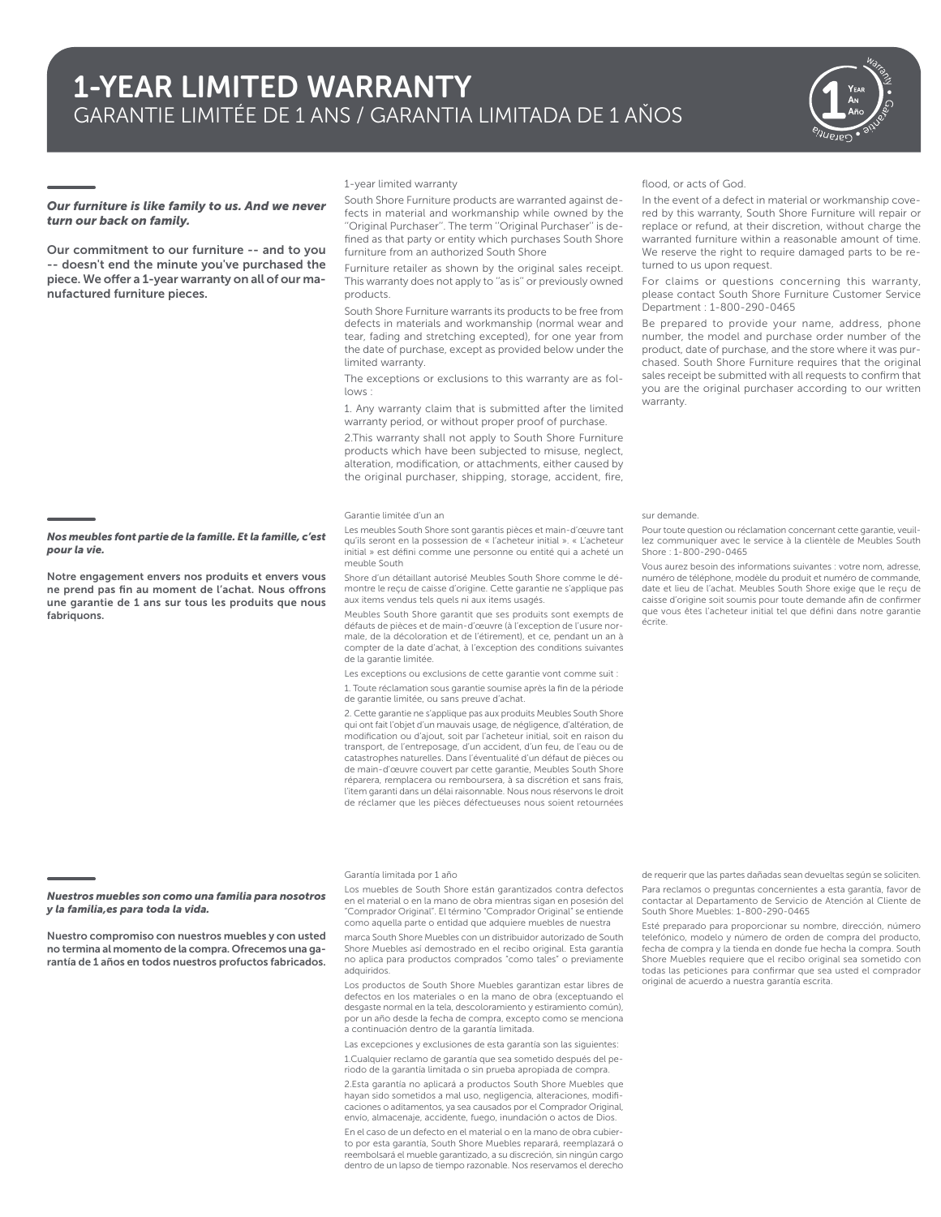# 1-YEAR LIMITED WARRANTY

## GARANTIE LIMITÉE DE 1 ANS / GARANTIA LIMITADA DE 1 AÑOS

***Our furniture is like family to us. And we never turn our back on family.***

**Our commitment to our furniture -- and to you -- doesn't end the minute you've purchased the piece. We offer a 1-year warranty on all of our manufactured furniture pieces.**

1-year limited warranty

South Shore Furniture products are warranted against defects in material and workmanship while owned by the "Original Purchaser". The term "Original Purchaser" is defined as that party or entity which purchases South Shore furniture from an authorized South Shore

Furniture retailer as shown by the original sales receipt. This warranty does not apply to "as is" or previously owned products.

South Shore Furniture warrants its products to be free from defects in materials and workmanship (normal wear and tear, fading and stretching excepted), for one year from the date of purchase, except as provided below under the limited warranty.

The exceptions or exclusions to this warranty are as follows :

1. Any warranty claim that is submitted after the limited warranty period, or without proper proof of purchase.

2.This warranty shall not apply to South Shore Furniture products which have been subjected to misuse, neglect, alteration, modification, or attachments, either caused by the original purchaser, shipping, storage, accident, fire, flood, or acts of God.

In the event of a defect in material or workmanship covered by this warranty, South Shore Furniture will repair or replace or refund, at their discretion, without charge the warranted furniture within a reasonable amount of time. We reserve the right to require damaged parts to be returned to us upon request.

For claims or questions concerning this warranty, please contact South Shore Furniture Customer Service Department : 1-800-290-0465

Be prepared to provide your name, address, phone number, the model and purchase order number of the product, date of purchase, and the store where it was purchased. South Shore Furniture requires that the original sales receipt be submitted with all requests to confirm that you are the original purchaser according to our written warranty.

***Nos meubles font partie de la famille. Et la famille, c'est pour la vie.***

**Notre engagement envers nos produits et envers vous ne prend pas fin au moment de l'achat. Nous offrons une garantie de 1 ans sur tous les produits que nous fabriquons.**

Garantie limitée d'un an

Les meubles South Shore sont garantis pièces et main-d'œuvre tant qu'ils seront en la possession de « l'acheteur initial ». « L'acheteur initial » est défini comme une personne ou entité qui a acheté un meuble South

Shore d'un détaillant autorisé Meubles South Shore comme le démontre le reçu de caisse d'origine. Cette garantie ne s'applique pas aux items vendus tels quels ni aux items usagés.

Meubles South Shore garantit que ses produits sont exempts de défauts de pièces et de main-d'œuvre (à l'exception de l'usure normale, de la décoloration et de l'étirement), et ce, pendant un an à compter de la date d'achat, à l'exception des conditions suivantes de la garantie limitée.

Les exceptions ou exclusions de cette garantie vont comme suit :

1. Toute réclamation sous garantie soumise après la fin de la période de garantie limitée, ou sans preuve d'achat.

2. Cette garantie ne s'applique pas aux produits Meubles South Shore qui ont fait l'objet d'un mauvais usage, de négligence, d'altération, de modification ou d'ajout, soit par l'acheteur initial, soit en raison du transport, de l'entreposage, d'un accident, d'un feu, de l'eau ou de catastrophes naturelles. Dans l'éventualité d'un défaut de pièces ou de main-d'œuvre couvert par cette garantie, Meubles South Shore réparera, remplacera ou remboursera, à sa discrétion et sans frais, l'item garanti dans un délai raisonnable. Nous nous réservons le droit de réclamer que les pièces défectueuses nous soient retournées sur demande.

Pour toute question ou réclamation concernant cette garantie, veuillez communiquer avec le service à la clientèle de Meubles South Shore : 1-800-290-0465

Vous aurez besoin des informations suivantes : votre nom, adresse, numéro de téléphone, modèle du produit et numéro de commande, date et lieu de l'achat. Meubles South Shore exige que le reçu de caisse d'origine soit soumis pour toute demande afin de confirmer que vous êtes l'acheteur initial tel que défini dans notre garantie écrite.

***Nuestros muebles son como una familia para nosotros y la familia,es para toda la vida.***

**Nuestro compromiso con nuestros muebles y con usted no termina al momento de la compra. Ofrecemos una garantía de 1 años en todos nuestros profuctos fabricados.**

Garantía limitada por 1 año

Los muebles de South Shore están garantizados contra defectos en el material o en la mano de obra mientras sigan en posesión del "Comprador Original". El término "Comprador Original" se entiende como aquella parte o entidad que adquiere muebles de nuestra

marca South Shore Muebles con un distribuidor autorizado de South Shore Muebles así demostrado en el recibo original. Esta garantía no aplica para productos comprados "como tales" o previamente adquiridos.

Los productos de South Shore Muebles garantizan estar libres de defectos en los materiales o en la mano de obra (exceptuando el desgaste normal en la tela, descoloramiento y estiramiento común), por un año desde la fecha de compra, excepto como se menciona a continuación dentro de la garantía limitada.

Las excepciones y exclusiones de esta garantía son las siguientes:

1.Cualquier reclamo de garantía que sea sometido después del periodo de la garantía limitada o sin prueba apropiada de compra.

2.Esta garantía no aplicará a productos South Shore Muebles que hayan sido sometidos a mal uso, negligencia, alteraciones, modificaciones o aditamentos, ya sea causados por el Comprador Original, envío, almacenaje, accidente, fuego, inundación o actos de Dios.

En el caso de un defecto en el material o en la mano de obra cubierto por esta garantía, South Shore Muebles reparará, reemplazará o reembolsará el mueble garantizado, a su discreción, sin ningún cargo dentro de un lapso de tiempo razonable. Nos reservamos el derecho de requerir que las partes dañadas sean devueltas según se soliciten.

Para reclamos o preguntas concernientes a esta garantía, favor de contactar al Departamento de Servicio de Atención al Cliente de South Shore Muebles: 1-800-290-0465

Esté preparado para proporcionar su nombre, dirección, número telefónico, modelo y número de orden de compra del producto, fecha de compra y la tienda en donde fue hecha la compra. South Shore Muebles requiere que el recibo original sea sometido con todas las peticiones para confirmar que sea usted el comprador original de acuerdo a nuestra garantía escrita.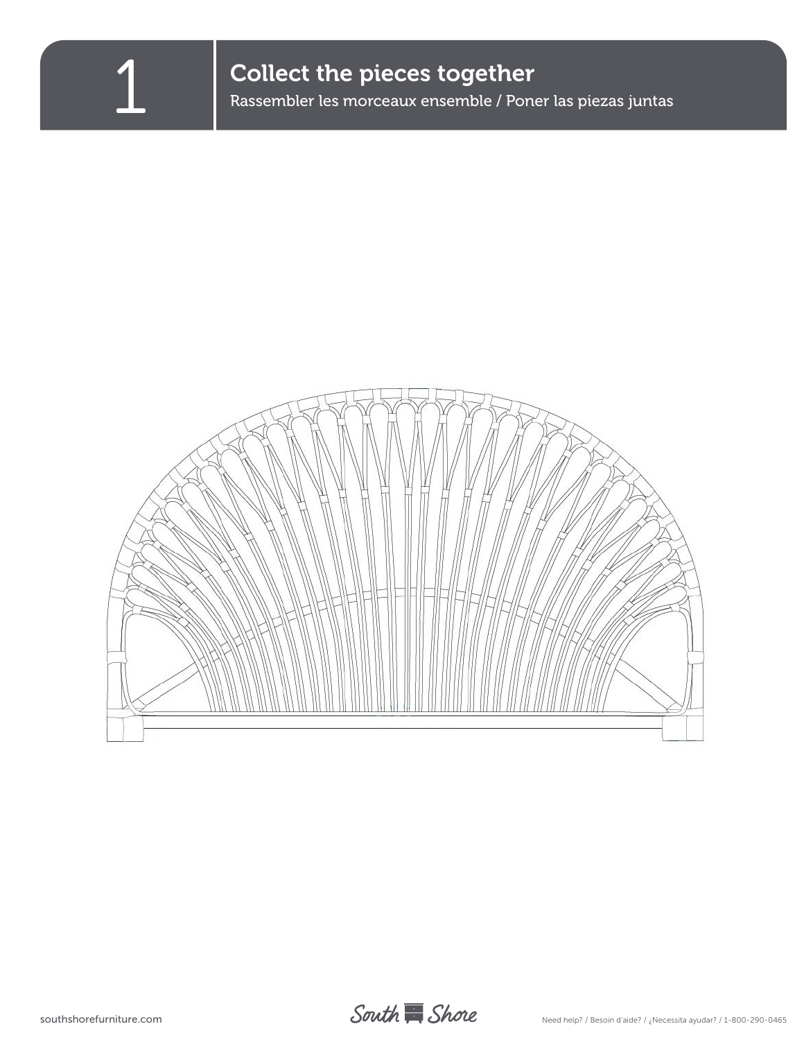# 1 Collect the pieces together

Rassembler les morceaux ensemble / Poner las piezas juntas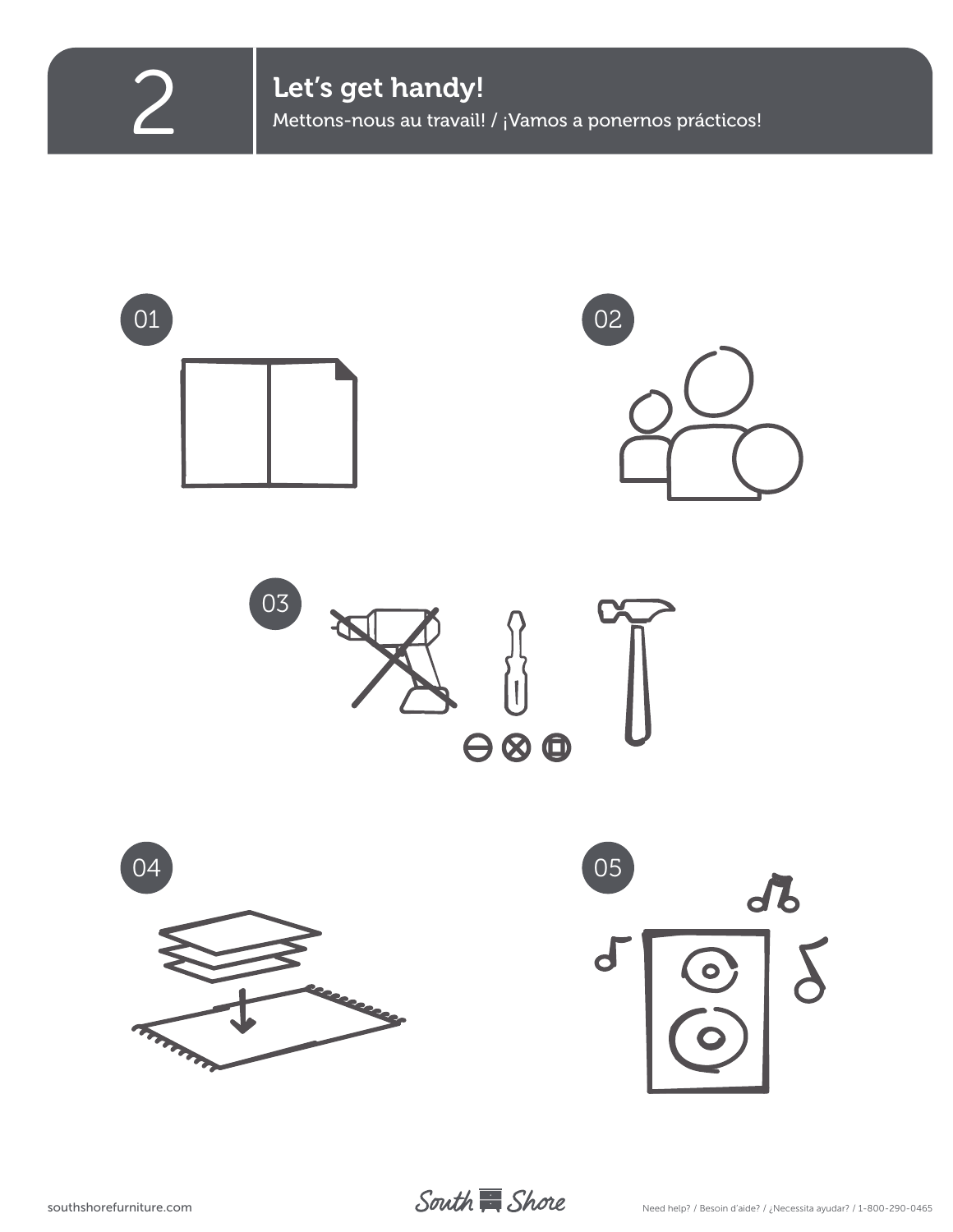# 2

## Let's get handy!

Mettons-nous au travail! / ¡Vamos a ponernos prácticos!

01

02

03

04

05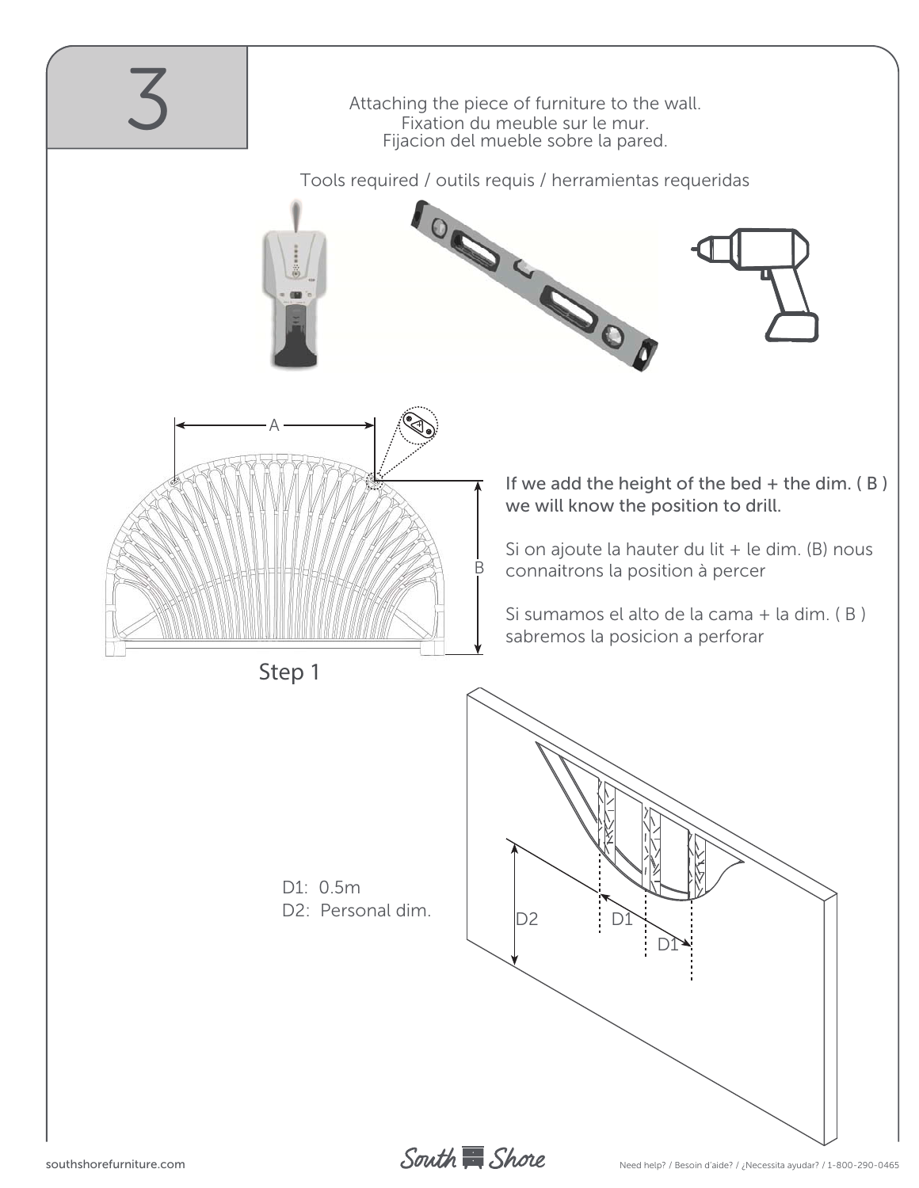# 3

Attaching the piece of furniture to the wall.
Fixation du meuble sur le mur.
Fijacion del mueble sobre la pared.

Tools required / outils requis / herramientas requeridas

Step 1

**If we add the height of the bed + the dim. ( B ) we will know the position to drill.**

Si on ajoute la hauter du lit + le dim. (B) nous connaitrons la position à percer

Si sumamos el alto de la cama + la dim. ( B ) sabremos la posicion a perforar

D1: 0.5m
D2: Personal dim.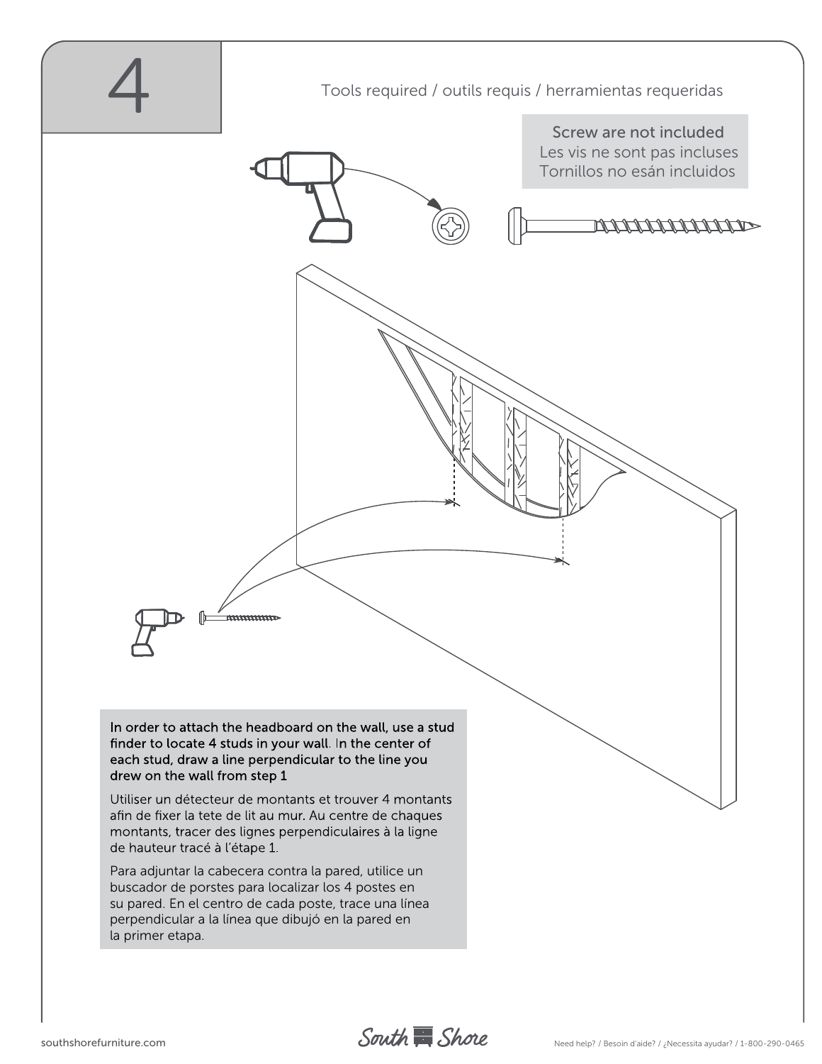# 4

Tools required / outils requis / herramientas requeridas

**Screw are not included**
Les vis ne sont pas incluses
Tornillos no esán incluidos

**In order to attach the headboard on the wall, use a stud finder to locate 4 studs in your wall. In the center of each stud, draw a line perpendicular to the line you drew on the wall from step 1**

Utiliser un détecteur de montants et trouver 4 montants afin de fixer la tete de lit au mur. Au centre de chaques montants, tracer des lignes perpendiculaires à la ligne de hauteur tracé à l'étape 1.

Para adjuntar la cabecera contra la pared, utilice un buscador de porstes para localizar los 4 postes en su pared. En el centro de cada poste, trace una línea perpendicular a la línea que dibujó en la pared en la primer etapa.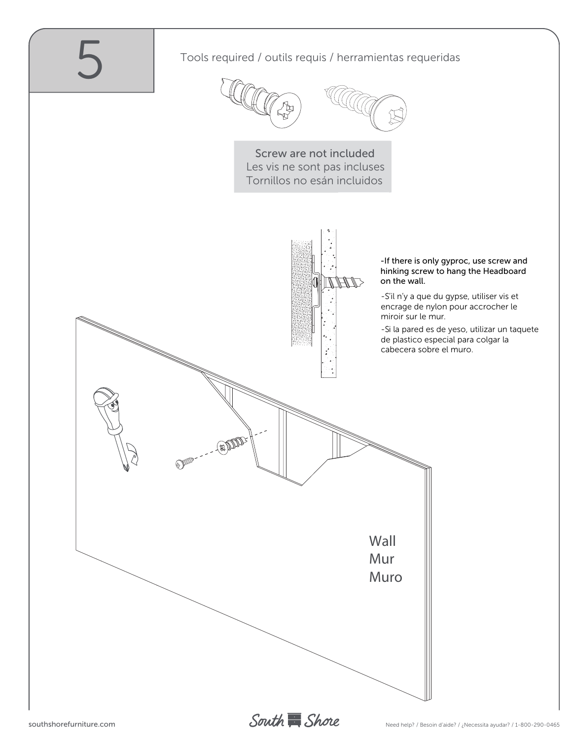# 5

Tools required / outils requis / herramientas requeridas

Screw are not included
Les vis ne sont pas incluses
Tornillos no esán incluidos

-If there is only gyproc, use screw and hinking screw to hang the Headboard on the wall.

-S'il n'y a que du gypse, utiliser vis et encrage de nylon pour accrocher le miroir sur le mur.

-Si la pared es de yeso, utilizar un taquete de plastico especial para colgar la cabecera sobre el muro.

Wall
Mur
Muro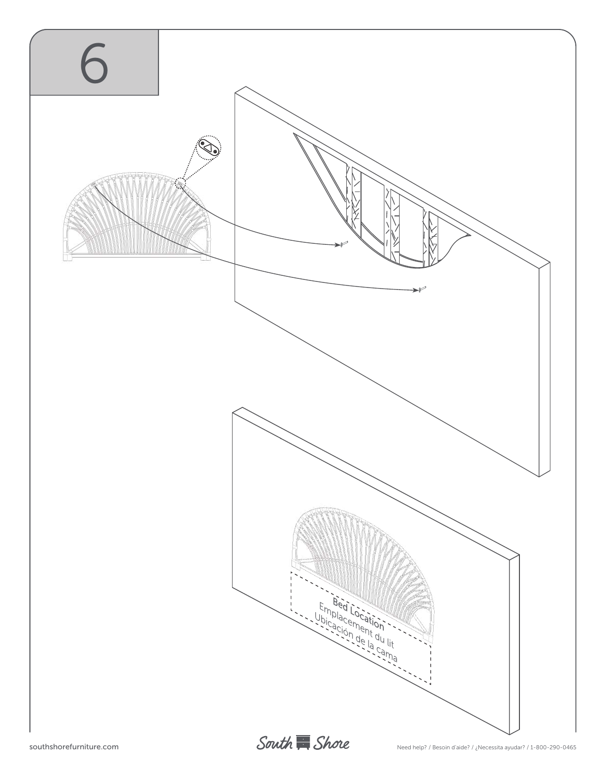# 6

Bed Location
Emplacement du lit
Ubicación de la cama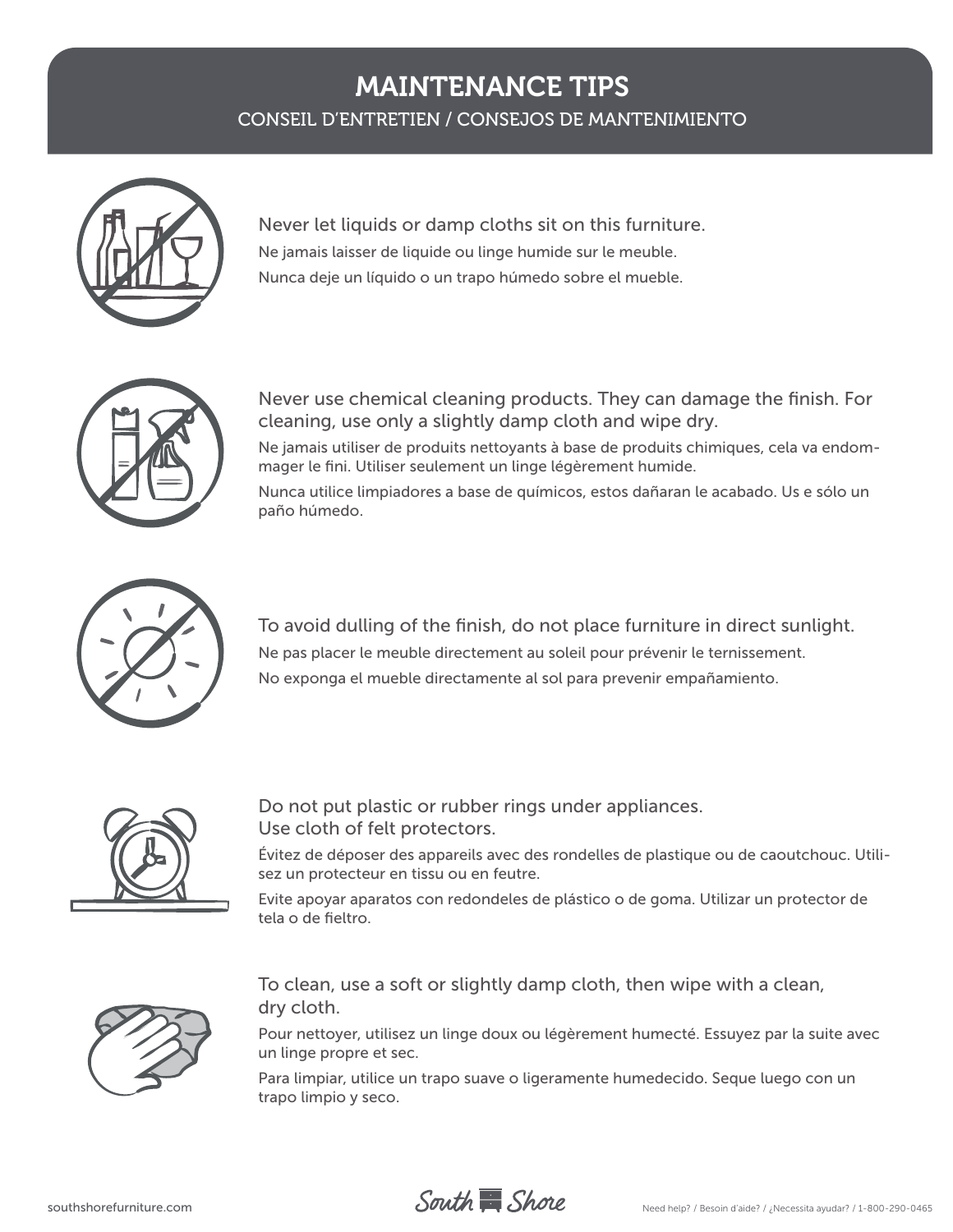# MAINTENANCE TIPS

## CONSEIL D'ENTRETIEN / CONSEJOS DE MANTENIMIENTO

Never let liquids or damp cloths sit on this furniture.

Ne jamais laisser de liquide ou linge humide sur le meuble.

Nunca deje un líquido o un trapo húmedo sobre el mueble.

Never use chemical cleaning products. They can damage the finish. For cleaning, use only a slightly damp cloth and wipe dry.

Ne jamais utiliser de produits nettoyants à base de produits chimiques, cela va endommager le fini. Utiliser seulement un linge légèrement humide.

Nunca utilice limpiadores a base de químicos, estos dañaran le acabado. Us e sólo un paño húmedo.

To avoid dulling of the finish, do not place furniture in direct sunlight.

Ne pas placer le meuble directement au soleil pour prévenir le ternissement.

No exponga el mueble directamente al sol para prevenir empañamiento.

Do not put plastic or rubber rings under appliances.
Use cloth of felt protectors.

Évitez de déposer des appareils avec des rondelles de plastique ou de caoutchouc. Utilisez un protecteur en tissu ou en feutre.

Evite apoyar aparatos con redondeles de plástico o de goma. Utilizar un protector de tela o de fieltro.

To clean, use a soft or slightly damp cloth, then wipe with a clean, dry cloth.

Pour nettoyer, utilisez un linge doux ou légèrement humecté. Essuyez par la suite avec un linge propre et sec.

Para limpiar, utilice un trapo suave o ligeramente humedecido. Seque luego con un trapo limpio y seco.

southshorefurniture.com

South Shore

Need help? / Besoin d'aide? / ¿Necessita ayudar? / 1-800-290-0465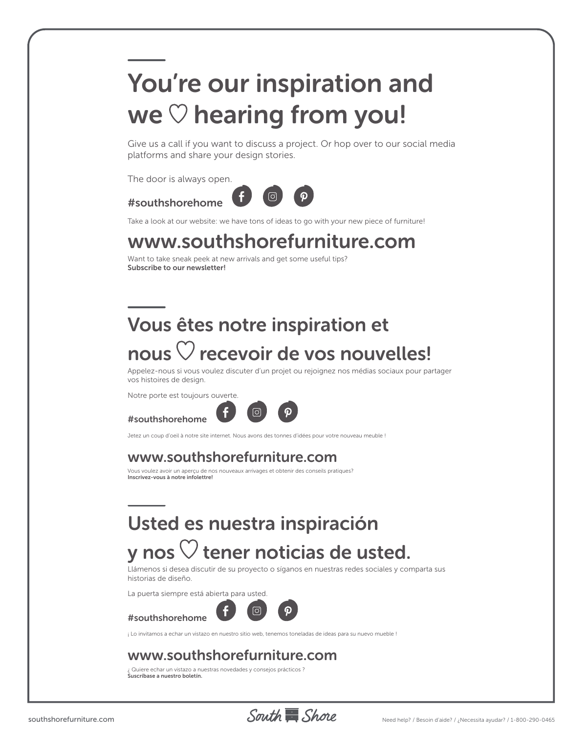## You're our inspiration and we ♡ hearing from you!

Give us a call if you want to discuss a project. Or hop over to our social media platforms and share your design stories.

The door is always open.

**#southshorehome**

Take a look at our website: we have tons of ideas to go with your new piece of furniture!

## www.southshorefurniture.com

Want to take sneak peek at new arrivals and get some useful tips?
**Subscribe to our newsletter!**

## Vous êtes notre inspiration et nous ♡ recevoir de vos nouvelles!

Appelez-nous si vous voulez discuter d'un projet ou rejoignez nos médias sociaux pour partager vos histoires de design.

Notre porte est toujours ouverte.

**#southshorehome**

Jetez un coup d'oeil à notre site internet. Nous avons des tonnes d'idées pour votre nouveau meuble !

## www.southshorefurniture.com

Vous voulez avoir un aperçu de nos nouveaux arrivages et obtenir des conseils pratiques?
**Inscrivez-vous à notre infolettre!**

## Usted es nuestra inspiración y nos ♡ tener noticias de usted.

Llámenos si desea discutir de su proyecto o síganos en nuestras redes sociales y comparta sus historias de diseño.

La puerta siempre está abierta para usted.

**#southshorehome**

¡ Lo invitamos a echar un vistazo en nuestro sitio web, tenemos toneladas de ideas para su nuevo mueble !

## www.southshorefurniture.com

¿ Quiere echar un vistazo a nuestras novedades y consejos prácticos ?
**Suscríbase a nuestro boletín.**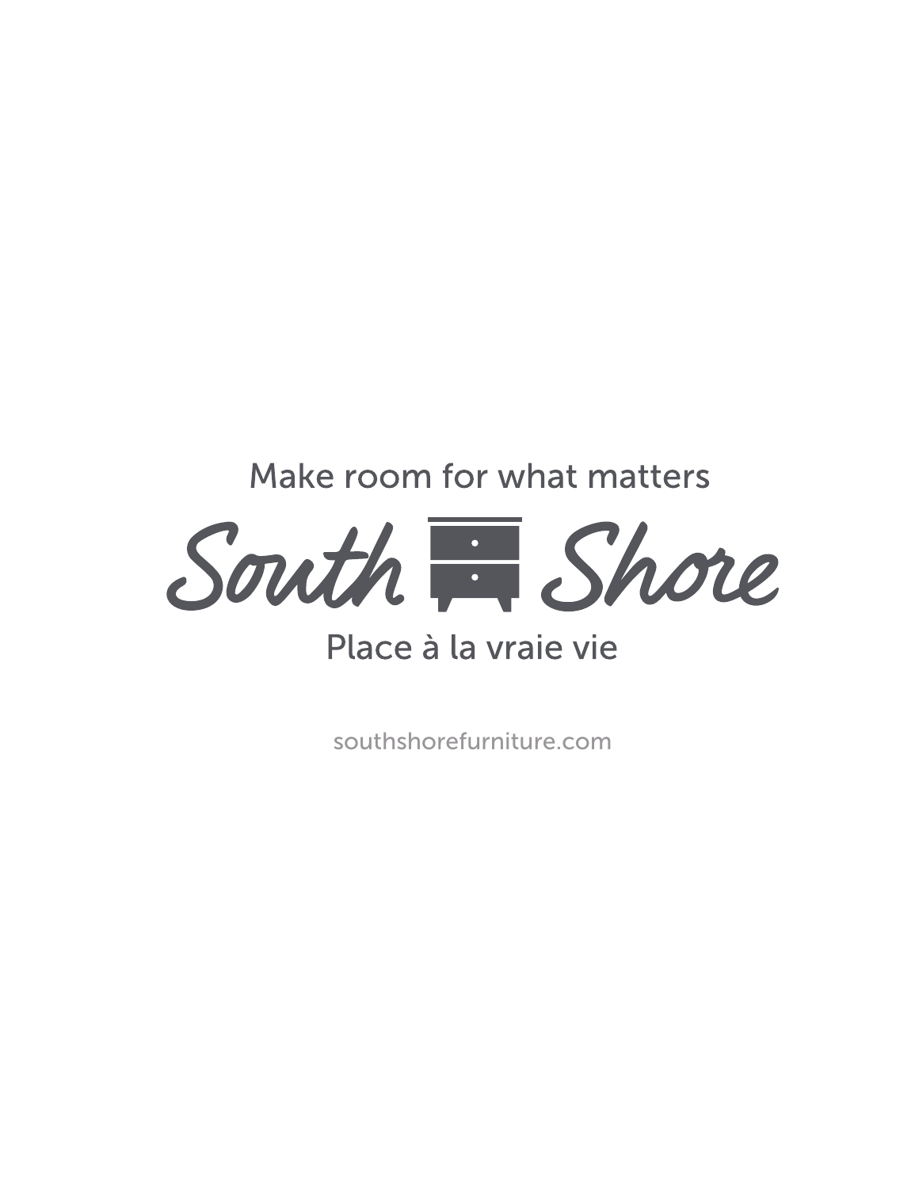Make room for what matters

South Shore

Place à la vraie vie

southshorefurniture.com